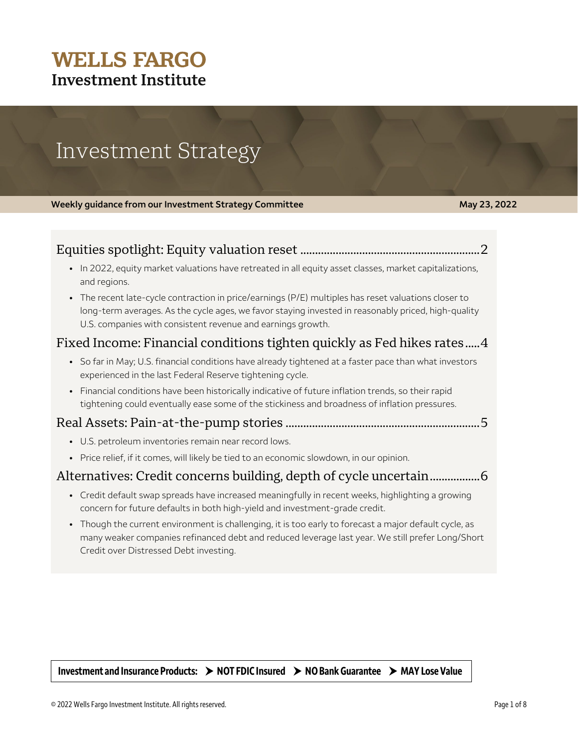# WELLS FARGO
## Investment Institute

# Investment Strategy

**Weekly guidance from our Investment Strategy Committee** **May 23, 2022**

## Equities spotlight: Equity valuation reset ....................2

- In 2022, equity market valuations have retreated in all equity asset classes, market capitalizations, and regions.
- The recent late-cycle contraction in price/earnings (P/E) multiples has reset valuations closer to long-term averages. As the cycle ages, we favor staying invested in reasonably priced, high-quality U.S. companies with consistent revenue and earnings growth.

## Fixed Income: Financial conditions tighten quickly as Fed hikes rates.....4

- So far in May; U.S. financial conditions have already tightened at a faster pace than what investors experienced in the last Federal Reserve tightening cycle.
- Financial conditions have been historically indicative of future inflation trends, so their rapid tightening could eventually ease some of the stickiness and broadness of inflation pressures.

## Real Assets: Pain-at-the-pump stories ....................5

- U.S. petroleum inventories remain near record lows.
- Price relief, if it comes, will likely be tied to an economic slowdown, in our opinion.

## Alternatives: Credit concerns building, depth of cycle uncertain..........6

- Credit default swap spreads have increased meaningfully in recent weeks, highlighting a growing concern for future defaults in both high-yield and investment-grade credit.
- Though the current environment is challenging, it is too early to forecast a major default cycle, as many weaker companies refinanced debt and reduced leverage last year. We still prefer Long/Short Credit over Distressed Debt investing.

**Investment and Insurance Products: ➤ NOT FDIC Insured ➤ NO Bank Guarantee ➤ MAY Lose Value**

© 2022 Wells Fargo Investment Institute. All rights reserved.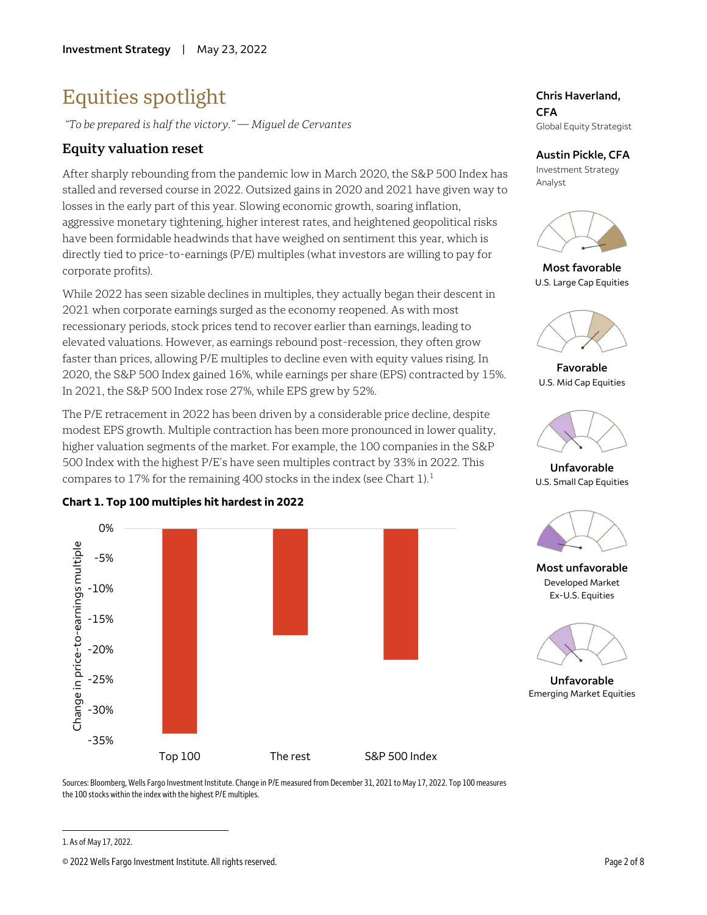# Equities spotlight

*"To be prepared is half the victory." — Miguel de Cervantes*

## Equity valuation reset

After sharply rebounding from the pandemic low in March 2020, the S&P 500 Index has stalled and reversed course in 2022. Outsized gains in 2020 and 2021 have given way to losses in the early part of this year. Slowing economic growth, soaring inflation, aggressive monetary tightening, higher interest rates, and heightened geopolitical risks have been formidable headwinds that have weighed on sentiment this year, which is directly tied to price-to-earnings (P/E) multiples (what investors are willing to pay for corporate profits).

While 2022 has seen sizable declines in multiples, they actually began their descent in 2021 when corporate earnings surged as the economy reopened. As with most recessionary periods, stock prices tend to recover earlier than earnings, leading to elevated valuations. However, as earnings rebound post-recession, they often grow faster than prices, allowing P/E multiples to decline even with equity values rising. In 2020, the S&P 500 Index gained 16%, while earnings per share (EPS) contracted by 15%. In 2021, the S&P 500 Index rose 27%, while EPS grew by 52%.

The P/E retracement in 2022 has been driven by a considerable price decline, despite modest EPS growth. Multiple contraction has been more pronounced in lower quality, higher valuation segments of the market. For example, the 100 companies in the S&P 500 Index with the highest P/E's have seen multiples contract by 33% in 2022. This compares to 17% for the remaining 400 stocks in the index (see Chart 1).[1]

**Chart 1. Top 100 multiples hit hardest in 2022**

Sources: Bloomberg, Wells Fargo Investment Institute. Change in P/E measured from December 31, 2021 to May 17, 2022. Top 100 measures the 100 stocks within the index with the highest P/E multiples.

**Chris Haverland, CFA**
Global Equity Strategist

**Austin Pickle, CFA**
Investment Strategy Analyst

**Most favorable**
U.S. Large Cap Equities

**Favorable**
U.S. Mid Cap Equities

**Unfavorable**
U.S. Small Cap Equities

**Most unfavorable**
Developed Market Ex-U.S. Equities

**Unfavorable**
Emerging Market Equities

1. As of May 17, 2022.

© 2022 Wells Fargo Investment Institute. All rights reserved.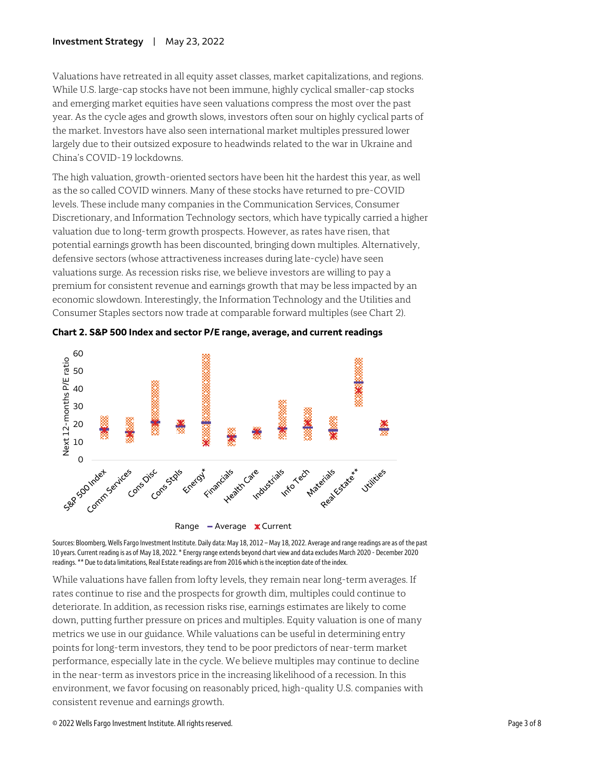Valuations have retreated in all equity asset classes, market capitalizations, and regions. While U.S. large-cap stocks have not been immune, highly cyclical smaller-cap stocks and emerging market equities have seen valuations compress the most over the past year. As the cycle ages and growth slows, investors often sour on highly cyclical parts of the market. Investors have also seen international market multiples pressured lower largely due to their outsized exposure to headwinds related to the war in Ukraine and China's COVID-19 lockdowns.

The high valuation, growth-oriented sectors have been hit the hardest this year, as well as the so called COVID winners. Many of these stocks have returned to pre-COVID levels. These include many companies in the Communication Services, Consumer Discretionary, and Information Technology sectors, which have typically carried a higher valuation due to long-term growth prospects. However, as rates have risen, that potential earnings growth has been discounted, bringing down multiples. Alternatively, defensive sectors (whose attractiveness increases during late-cycle) have seen valuations surge. As recession risks rise, we believe investors are willing to pay a premium for consistent revenue and earnings growth that may be less impacted by an economic slowdown. Interestingly, the Information Technology and the Utilities and Consumer Staples sectors now trade at comparable forward multiples (see Chart 2).

**Chart 2. S&P 500 Index and sector P/E range, average, and current readings**

Next 12-months P/E ratio

60
50
40
30
20
10
0

S&P 500 Index, Comm Services, Cons Disc, Cons Stpls, Energy*, Financials, Health Care, Industrials, Info Tech, Materials, Real Estate**, Utilities

Range — Average ✖ Current

Sources: Bloomberg, Wells Fargo Investment Institute. Daily data: May 18, 2012 – May 18, 2022. Average and range readings are as of the past 10 years. Current reading is as of May 18, 2022. * Energy range extends beyond chart view and data excludes March 2020 - December 2020 readings. ** Due to data limitations, Real Estate readings are from 2016 which is the inception date of the index.

While valuations have fallen from lofty levels, they remain near long-term averages. If rates continue to rise and the prospects for growth dim, multiples could continue to deteriorate. In addition, as recession risks rise, earnings estimates are likely to come down, putting further pressure on prices and multiples. Equity valuation is one of many metrics we use in our guidance. While valuations can be useful in determining entry points for long-term investors, they tend to be poor predictors of near-term market performance, especially late in the cycle. We believe multiples may continue to decline in the near-term as investors price in the increasing likelihood of a recession. In this environment, we favor focusing on reasonably priced, high-quality U.S. companies with consistent revenue and earnings growth.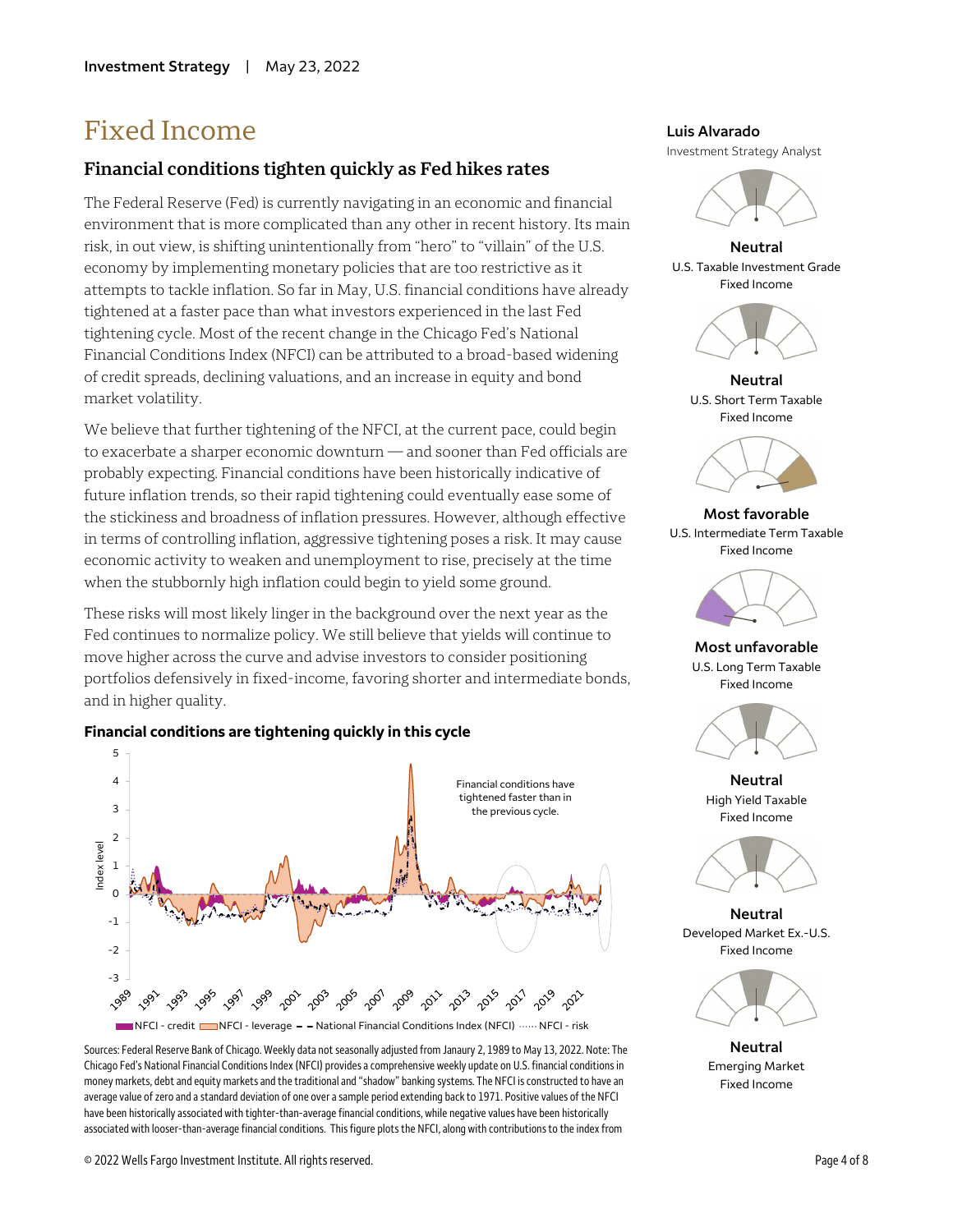# Fixed Income

## Financial conditions tighten quickly as Fed hikes rates

The Federal Reserve (Fed) is currently navigating in an economic and financial environment that is more complicated than any other in recent history. Its main risk, in out view, is shifting unintentionally from "hero" to "villain" of the U.S. economy by implementing monetary policies that are too restrictive as it attempts to tackle inflation. So far in May, U.S. financial conditions have already tightened at a faster pace than what investors experienced in the last Fed tightening cycle. Most of the recent change in the Chicago Fed's National Financial Conditions Index (NFCI) can be attributed to a broad-based widening of credit spreads, declining valuations, and an increase in equity and bond market volatility.

We believe that further tightening of the NFCI, at the current pace, could begin to exacerbate a sharper economic downturn — and sooner than Fed officials are probably expecting. Financial conditions have been historically indicative of future inflation trends, so their rapid tightening could eventually ease some of the stickiness and broadness of inflation pressures. However, although effective in terms of controlling inflation, aggressive tightening poses a risk. It may cause economic activity to weaken and unemployment to rise, precisely at the time when the stubbornly high inflation could begin to yield some ground.

These risks will most likely linger in the background over the next year as the Fed continues to normalize policy. We still believe that yields will continue to move higher across the curve and advise investors to consider positioning portfolios defensively in fixed-income, favoring shorter and intermediate bonds, and in higher quality.

**Financial conditions are tightening quickly in this cycle**

Index level

5
4
3
2
1
0
-1
-2
-3

1989 1991 1993 1995 1997 1999 2001 2003 2005 2007 2009 2011 2013 2015 2017 2019 2021

Financial conditions have tightened faster than in the previous cycle.

NFCI - credit | NFCI - leverage | National Financial Conditions Index (NFCI) | NFCI - risk

Sources: Federal Reserve Bank of Chicago. Weekly data not seasonally adjusted from Janaury 2, 1989 to May 13, 2022. Note: The Chicago Fed's National Financial Conditions Index (NFCI) provides a comprehensive weekly update on U.S. financial conditions in money markets, debt and equity markets and the traditional and "shadow" banking systems. The NFCI is constructed to have an average value of zero and a standard deviation of one over a sample period extending back to 1971. Positive values of the NFCI have been historically associated with tighter-than-average financial conditions, while negative values have been historically associated with looser-than-average financial conditions. This figure plots the NFCI, along with contributions to the index from

**Luis Alvarado**
Investment Strategy Analyst

**Neutral**
U.S. Taxable Investment Grade Fixed Income

**Neutral**
U.S. Short Term Taxable Fixed Income

**Most favorable**
U.S. Intermediate Term Taxable Fixed Income

**Most unfavorable**
U.S. Long Term Taxable Fixed Income

**Neutral**
High Yield Taxable Fixed Income

**Neutral**
Developed Market Ex.-U.S. Fixed Income

**Neutral**
Emerging Market Fixed Income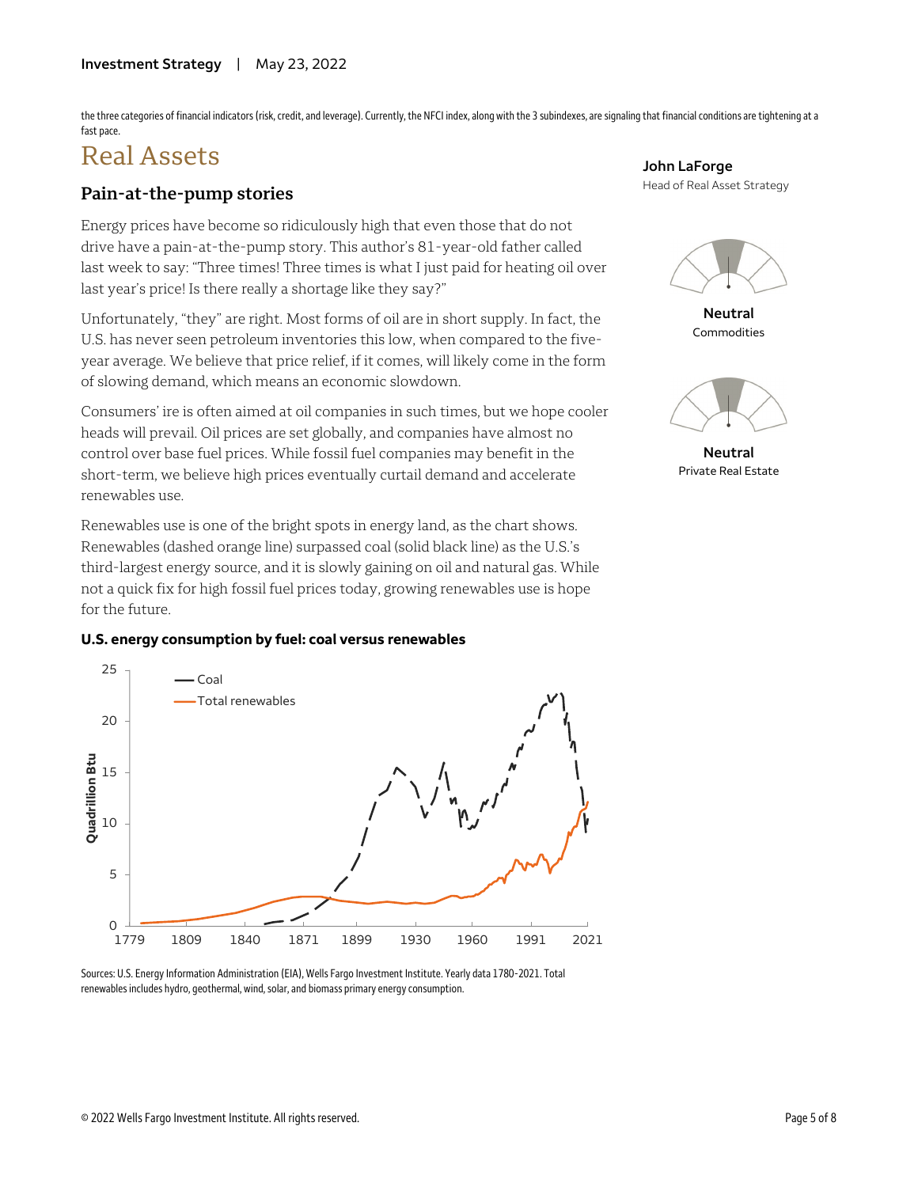the three categories of financial indicators (risk, credit, and leverage). Currently, the NFCI index, along with the 3 subindexes, are signaling that financial conditions are tightening at a fast pace.

# Real Assets

**John LaForge**
Head of Real Asset Strategy

**Neutral**
Commodities

**Neutral**
Private Real Estate

## Pain-at-the-pump stories

Energy prices have become so ridiculously high that even those that do not drive have a pain-at-the-pump story. This author's 81-year-old father called last week to say: "Three times! Three times is what I just paid for heating oil over last year's price! Is there really a shortage like they say?"

Unfortunately, "they" are right. Most forms of oil are in short supply. In fact, the U.S. has never seen petroleum inventories this low, when compared to the five-year average. We believe that price relief, if it comes, will likely come in the form of slowing demand, which means an economic slowdown.

Consumers' ire is often aimed at oil companies in such times, but we hope cooler heads will prevail. Oil prices are set globally, and companies have almost no control over base fuel prices. While fossil fuel companies may benefit in the short-term, we believe high prices eventually curtail demand and accelerate renewables use.

Renewables use is one of the bright spots in energy land, as the chart shows. Renewables (dashed orange line) surpassed coal (solid black line) as the U.S.'s third-largest energy source, and it is slowly gaining on oil and natural gas. While not a quick fix for high fossil fuel prices today, growing renewables use is hope for the future.

**U.S. energy consumption by fuel: coal versus renewables**

Coal
Total renewables
Quadrillion Btu
0
5
10
15
20
25
1779
1809
1840
1871
1899
1930
1960
1991
2021

Sources: U.S. Energy Information Administration (EIA), Wells Fargo Investment Institute. Yearly data 1780-2021. Total renewables includes hydro, geothermal, wind, solar, and biomass primary energy consumption.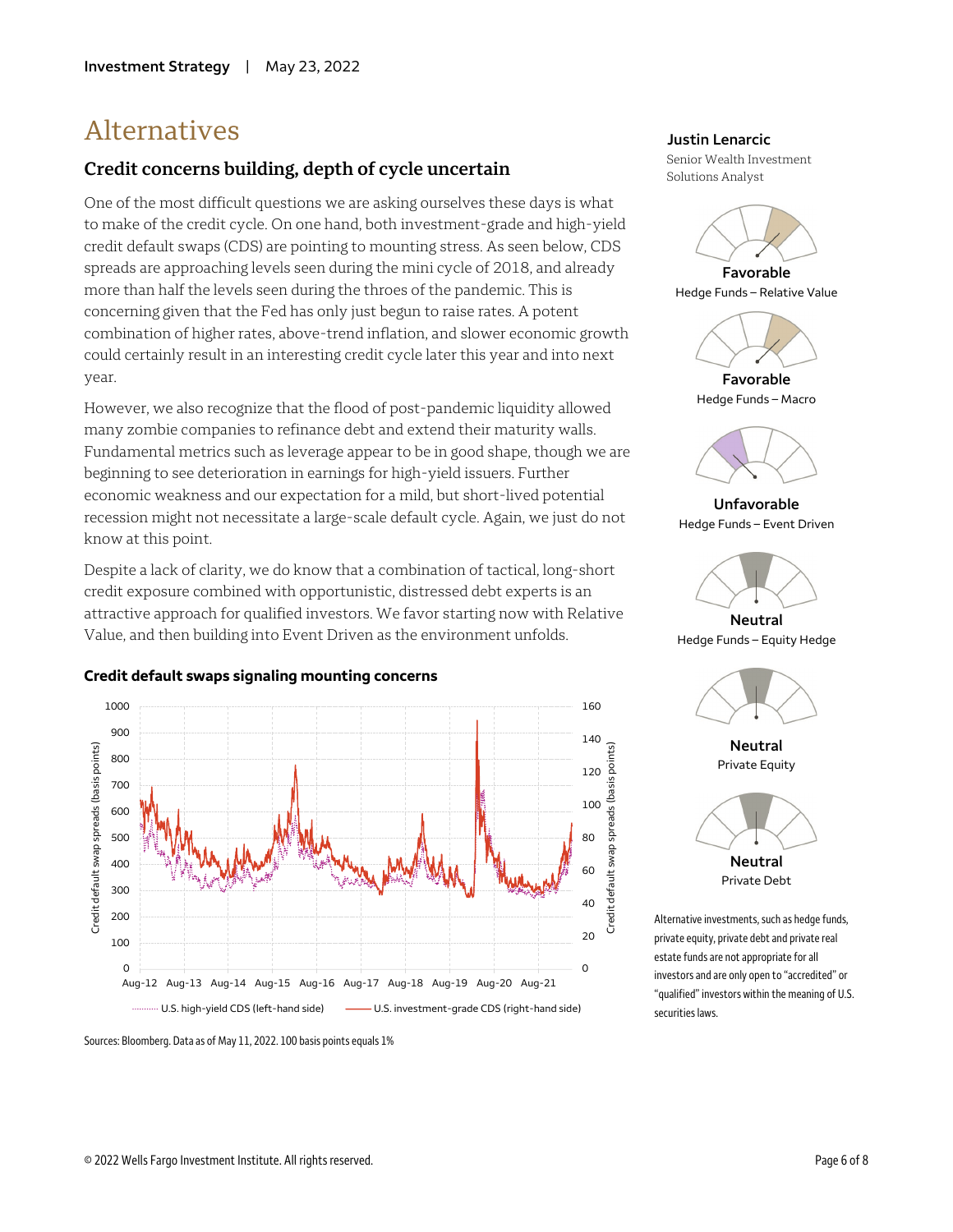# Alternatives

## Credit concerns building, depth of cycle uncertain

One of the most difficult questions we are asking ourselves these days is what to make of the credit cycle. On one hand, both investment-grade and high-yield credit default swaps (CDS) are pointing to mounting stress. As seen below, CDS spreads are approaching levels seen during the mini cycle of 2018, and already more than half the levels seen during the throes of the pandemic. This is concerning given that the Fed has only just begun to raise rates. A potent combination of higher rates, above-trend inflation, and slower economic growth could certainly result in an interesting credit cycle later this year and into next year.

However, we also recognize that the flood of post-pandemic liquidity allowed many zombie companies to refinance debt and extend their maturity walls. Fundamental metrics such as leverage appear to be in good shape, though we are beginning to see deterioration in earnings for high-yield issuers. Further economic weakness and our expectation for a mild, but short-lived potential recession might not necessitate a large-scale default cycle. Again, we just do not know at this point.

Despite a lack of clarity, we do know that a combination of tactical, long-short credit exposure combined with opportunistic, distressed debt experts is an attractive approach for qualified investors. We favor starting now with Relative Value, and then building into Event Driven as the environment unfolds.

**Credit default swaps signaling mounting concerns**

Credit default swap spreads (basis points)
1000
900
800
700
600
500
400
300
200
100
0

Credit default swap spreads (basis points)
160
140
120
100
80
60
40
20
0

Aug-12 Aug-13 Aug-14 Aug-15 Aug-16 Aug-17 Aug-18 Aug-19 Aug-20 Aug-21

U.S. high-yield CDS (left-hand side)
U.S. investment-grade CDS (right-hand side)

Sources: Bloomberg. Data as of May 11, 2022. 100 basis points equals 1%

**Justin Lenarcic**
Senior Wealth Investment Solutions Analyst

**Favorable**
Hedge Funds – Relative Value

**Favorable**
Hedge Funds – Macro

**Unfavorable**
Hedge Funds – Event Driven

**Neutral**
Hedge Funds – Equity Hedge

**Neutral**
Private Equity

**Neutral**
Private Debt

Alternative investments, such as hedge funds, private equity, private debt and private real estate funds are not appropriate for all investors and are only open to "accredited" or "qualified" investors within the meaning of U.S. securities laws.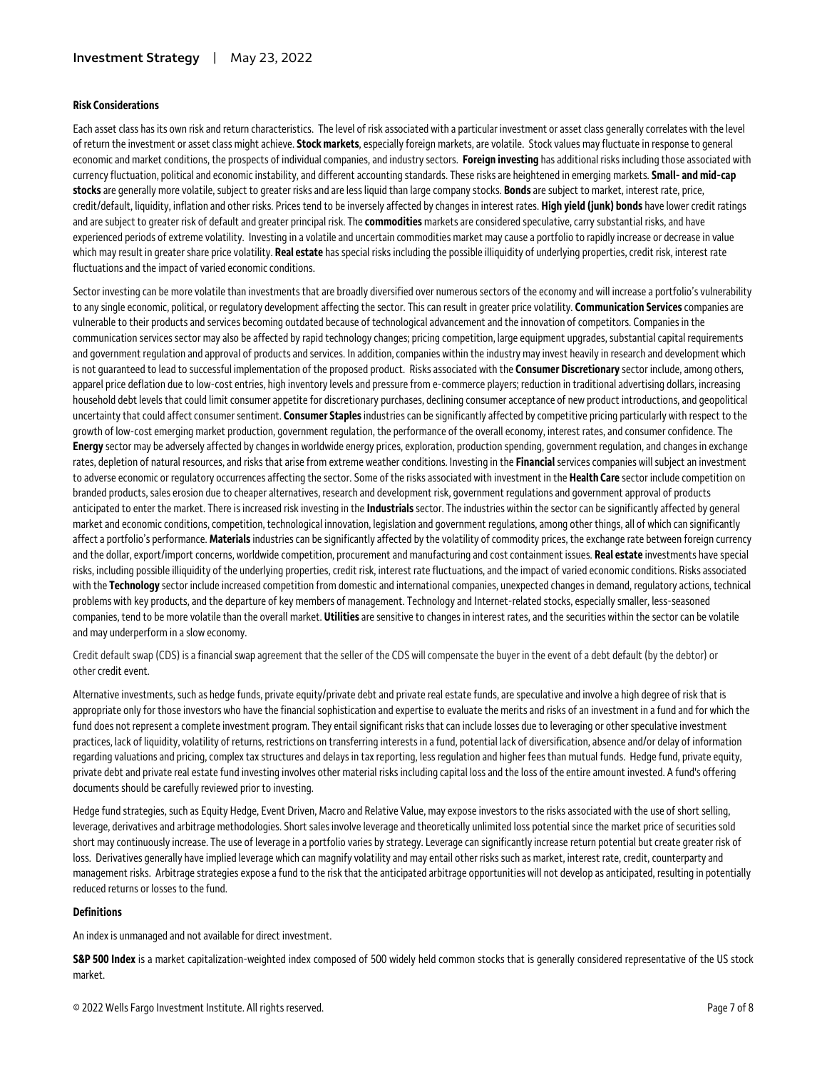**Risk Considerations**

Each asset class has its own risk and return characteristics. The level of risk associated with a particular investment or asset class generally correlates with the level of return the investment or asset class might achieve. **Stock markets**, especially foreign markets, are volatile. Stock values may fluctuate in response to general economic and market conditions, the prospects of individual companies, and industry sectors. **Foreign investing** has additional risks including those associated with currency fluctuation, political and economic instability, and different accounting standards. These risks are heightened in emerging markets. **Small- and mid-cap stocks** are generally more volatile, subject to greater risks and are less liquid than large company stocks. **Bonds** are subject to market, interest rate, price, credit/default, liquidity, inflation and other risks. Prices tend to be inversely affected by changes in interest rates. **High yield (junk) bonds** have lower credit ratings and are subject to greater risk of default and greater principal risk. The **commodities** markets are considered speculative, carry substantial risks, and have experienced periods of extreme volatility. Investing in a volatile and uncertain commodities market may cause a portfolio to rapidly increase or decrease in value which may result in greater share price volatility. **Real estate** has special risks including the possible illiquidity of underlying properties, credit risk, interest rate fluctuations and the impact of varied economic conditions.

Sector investing can be more volatile than investments that are broadly diversified over numerous sectors of the economy and will increase a portfolio's vulnerability to any single economic, political, or regulatory development affecting the sector. This can result in greater price volatility. **Communication Services** companies are vulnerable to their products and services becoming outdated because of technological advancement and the innovation of competitors. Companies in the communication services sector may also be affected by rapid technology changes; pricing competition, large equipment upgrades, substantial capital requirements and government regulation and approval of products and services. In addition, companies within the industry may invest heavily in research and development which is not guaranteed to lead to successful implementation of the proposed product. Risks associated with the **Consumer Discretionary** sector include, among others, apparel price deflation due to low-cost entries, high inventory levels and pressure from e-commerce players; reduction in traditional advertising dollars, increasing household debt levels that could limit consumer appetite for discretionary purchases, declining consumer acceptance of new product introductions, and geopolitical uncertainty that could affect consumer sentiment. **Consumer Staples** industries can be significantly affected by competitive pricing particularly with respect to the growth of low-cost emerging market production, government regulation, the performance of the overall economy, interest rates, and consumer confidence. The **Energy** sector may be adversely affected by changes in worldwide energy prices, exploration, production spending, government regulation, and changes in exchange rates, depletion of natural resources, and risks that arise from extreme weather conditions. Investing in the **Financial** services companies will subject an investment to adverse economic or regulatory occurrences affecting the sector. Some of the risks associated with investment in the **Health Care** sector include competition on branded products, sales erosion due to cheaper alternatives, research and development risk, government regulations and government approval of products anticipated to enter the market. There is increased risk investing in the **Industrials** sector. The industries within the sector can be significantly affected by general market and economic conditions, competition, technological innovation, legislation and government regulations, among other things, all of which can significantly affect a portfolio's performance. **Materials** industries can be significantly affected by the volatility of commodity prices, the exchange rate between foreign currency and the dollar, export/import concerns, worldwide competition, procurement and manufacturing and cost containment issues. **Real estate** investments have special risks, including possible illiquidity of the underlying properties, credit risk, interest rate fluctuations, and the impact of varied economic conditions. Risks associated with the **Technology** sector include increased competition from domestic and international companies, unexpected changes in demand, regulatory actions, technical problems with key products, and the departure of key members of management. Technology and Internet-related stocks, especially smaller, less-seasoned companies, tend to be more volatile than the overall market. **Utilities** are sensitive to changes in interest rates, and the securities within the sector can be volatile and may underperform in a slow economy.

Credit default swap (CDS) is a financial swap agreement that the seller of the CDS will compensate the buyer in the event of a debt default (by the debtor) or other credit event.

Alternative investments, such as hedge funds, private equity/private debt and private real estate funds, are speculative and involve a high degree of risk that is appropriate only for those investors who have the financial sophistication and expertise to evaluate the merits and risks of an investment in a fund and for which the fund does not represent a complete investment program. They entail significant risks that can include losses due to leveraging or other speculative investment practices, lack of liquidity, volatility of returns, restrictions on transferring interests in a fund, potential lack of diversification, absence and/or delay of information regarding valuations and pricing, complex tax structures and delays in tax reporting, less regulation and higher fees than mutual funds. Hedge fund, private equity, private debt and private real estate fund investing involves other material risks including capital loss and the loss of the entire amount invested. A fund's offering documents should be carefully reviewed prior to investing.

Hedge fund strategies, such as Equity Hedge, Event Driven, Macro and Relative Value, may expose investors to the risks associated with the use of short selling, leverage, derivatives and arbitrage methodologies. Short sales involve leverage and theoretically unlimited loss potential since the market price of securities sold short may continuously increase. The use of leverage in a portfolio varies by strategy. Leverage can significantly increase return potential but create greater risk of loss. Derivatives generally have implied leverage which can magnify volatility and may entail other risks such as market, interest rate, credit, counterparty and management risks. Arbitrage strategies expose a fund to the risk that the anticipated arbitrage opportunities will not develop as anticipated, resulting in potentially reduced returns or losses to the fund.

**Definitions**

An index is unmanaged and not available for direct investment.

**S&P 500 Index** is a market capitalization-weighted index composed of 500 widely held common stocks that is generally considered representative of the US stock market.

© 2022 Wells Fargo Investment Institute. All rights reserved.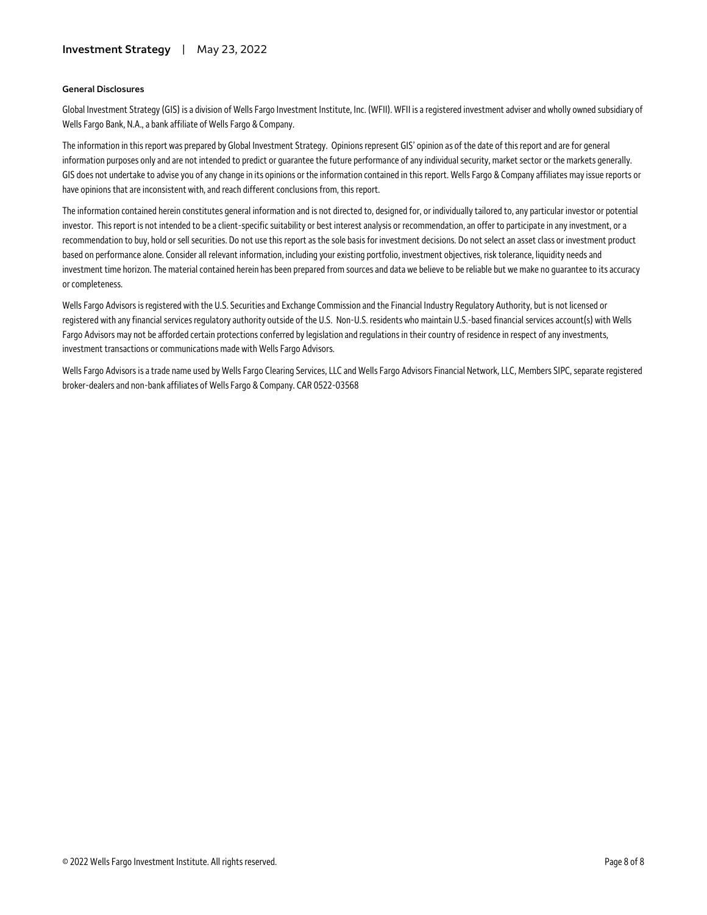**General Disclosures**

Global Investment Strategy (GIS) is a division of Wells Fargo Investment Institute, Inc. (WFII). WFII is a registered investment adviser and wholly owned subsidiary of Wells Fargo Bank, N.A., a bank affiliate of Wells Fargo & Company.

The information in this report was prepared by Global Investment Strategy. Opinions represent GIS' opinion as of the date of this report and are for general information purposes only and are not intended to predict or guarantee the future performance of any individual security, market sector or the markets generally. GIS does not undertake to advise you of any change in its opinions or the information contained in this report. Wells Fargo & Company affiliates may issue reports or have opinions that are inconsistent with, and reach different conclusions from, this report.

The information contained herein constitutes general information and is not directed to, designed for, or individually tailored to, any particular investor or potential investor. This report is not intended to be a client-specific suitability or best interest analysis or recommendation, an offer to participate in any investment, or a recommendation to buy, hold or sell securities. Do not use this report as the sole basis for investment decisions. Do not select an asset class or investment product based on performance alone. Consider all relevant information, including your existing portfolio, investment objectives, risk tolerance, liquidity needs and investment time horizon. The material contained herein has been prepared from sources and data we believe to be reliable but we make no guarantee to its accuracy or completeness.

Wells Fargo Advisors is registered with the U.S. Securities and Exchange Commission and the Financial Industry Regulatory Authority, but is not licensed or registered with any financial services regulatory authority outside of the U.S. Non-U.S. residents who maintain U.S.-based financial services account(s) with Wells Fargo Advisors may not be afforded certain protections conferred by legislation and regulations in their country of residence in respect of any investments, investment transactions or communications made with Wells Fargo Advisors.

Wells Fargo Advisors is a trade name used by Wells Fargo Clearing Services, LLC and Wells Fargo Advisors Financial Network, LLC, Members SIPC, separate registered broker-dealers and non-bank affiliates of Wells Fargo & Company. CAR 0522-03568

© 2022 Wells Fargo Investment Institute. All rights reserved.